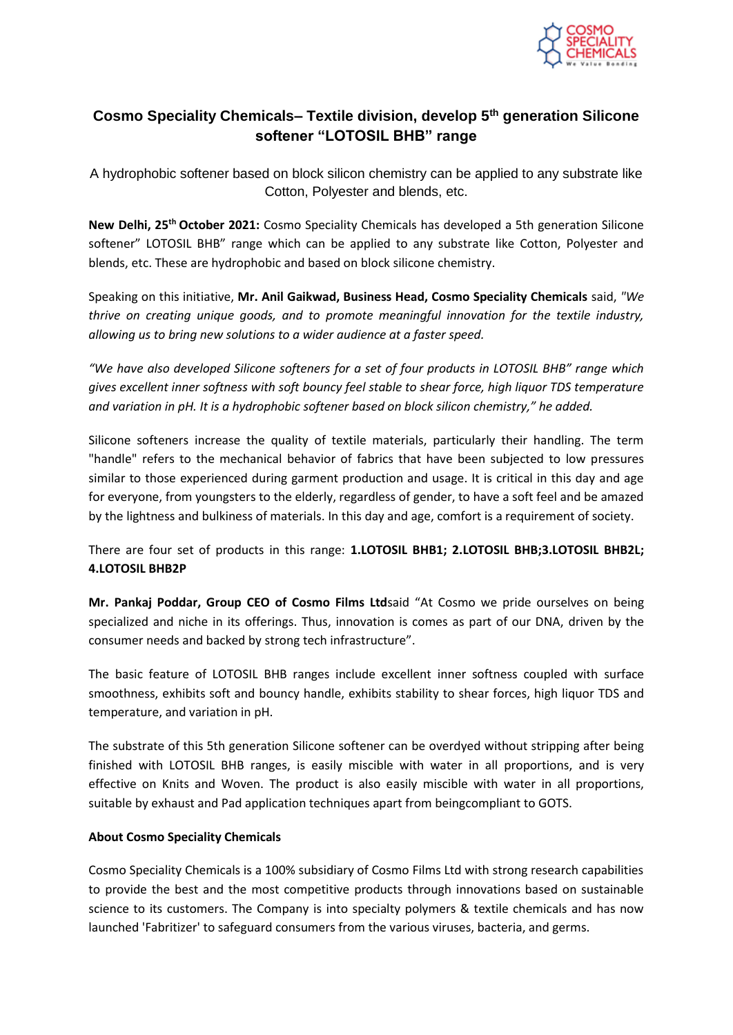## Cosmo Speciality Chemicals– Textile division, develop 5th generation Silicone softener "LOTOSIL BHB" range

A hydrophobic softener based on block silicon chemistry can be applied to any substrate like Cotton, Polyester and blends, etc.

**New Delhi, 25th October 2021:** Cosmo Speciality Chemicals has developed a 5th generation Silicone softener" LOTOSIL BHB" range which can be applied to any substrate like Cotton, Polyester and blends, etc. These are hydrophobic and based on block silicone chemistry.

Speaking on this initiative, **Mr. Anil Gaikwad, Business Head, Cosmo Speciality Chemicals** said, *"We thrive on creating unique goods, and to promote meaningful innovation for the textile industry, allowing us to bring new solutions to a wider audience at a faster speed.*

*"We have also developed Silicone softeners for a set of four products in LOTOSIL BHB" range which gives excellent inner softness with soft bouncy feel stable to shear force, high liquor TDS temperature and variation in pH. It is a hydrophobic softener based on block silicon chemistry," he added.*

Silicone softeners increase the quality of textile materials, particularly their handling. The term "handle" refers to the mechanical behavior of fabrics that have been subjected to low pressures similar to those experienced during garment production and usage. It is critical in this day and age for everyone, from youngsters to the elderly, regardless of gender, to have a soft feel and be amazed by the lightness and bulkiness of materials. In this day and age, comfort is a requirement of society.

There are four set of products in this range: **1.LOTOSIL BHB1; 2.LOTOSIL BHB;3.LOTOSIL BHB2L; 4.LOTOSIL BHB2P**

**Mr. Pankaj Poddar, Group CEO of Cosmo Films Ltd**said "At Cosmo we pride ourselves on being specialized and niche in its offerings. Thus, innovation is comes as part of our DNA, driven by the consumer needs and backed by strong tech infrastructure".

The basic feature of LOTOSIL BHB ranges include excellent inner softness coupled with surface smoothness, exhibits soft and bouncy handle, exhibits stability to shear forces, high liquor TDS and temperature, and variation in pH.

The substrate of this 5th generation Silicone softener can be overdyed without stripping after being finished with LOTOSIL BHB ranges, is easily miscible with water in all proportions, and is very effective on Knits and Woven. The product is also easily miscible with water in all proportions, suitable by exhaust and Pad application techniques apart from beingcompliant to GOTS.

**About Cosmo Speciality Chemicals**

Cosmo Speciality Chemicals is a 100% subsidiary of Cosmo Films Ltd with strong research capabilities to provide the best and the most competitive products through innovations based on sustainable science to its customers. The Company is into specialty polymers & textile chemicals and has now launched 'Fabritizer' to safeguard consumers from the various viruses, bacteria, and germs.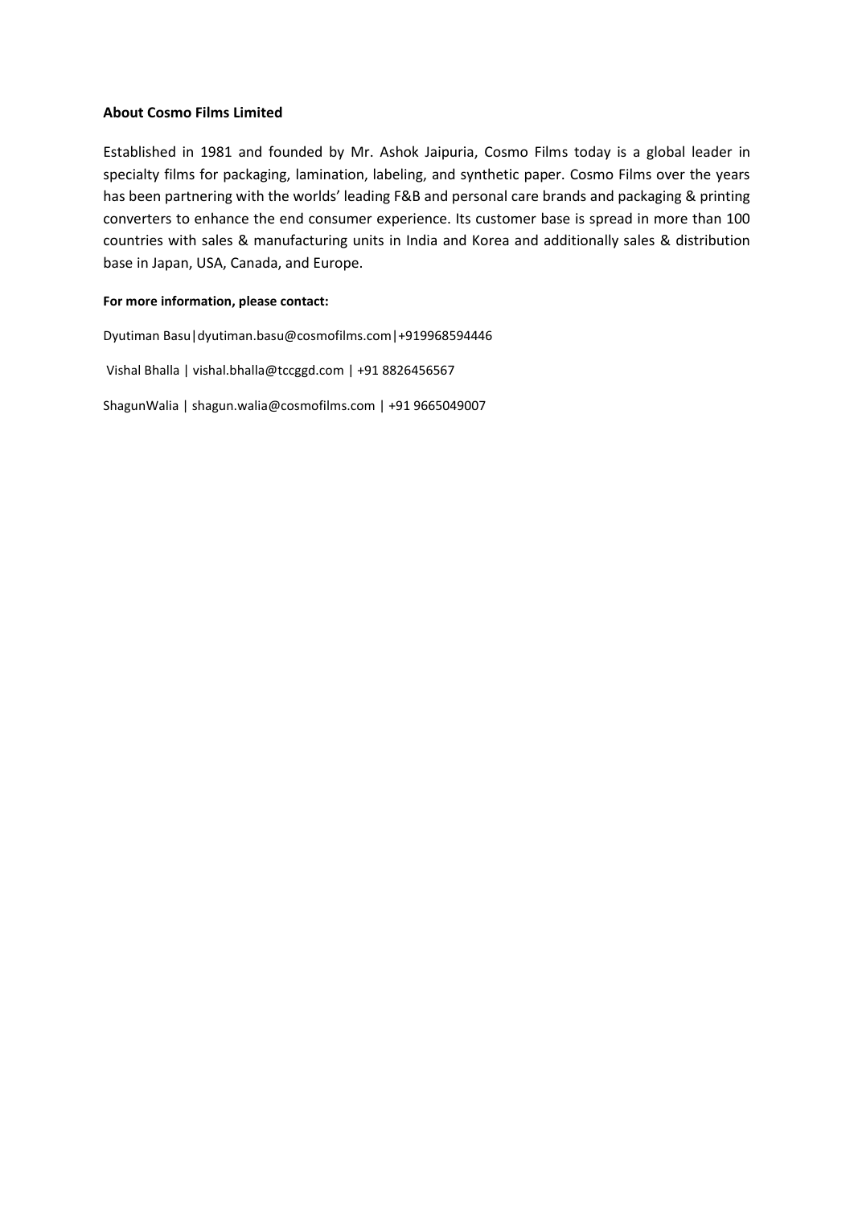**About Cosmo Films Limited**

Established in 1981 and founded by Mr. Ashok Jaipuria, Cosmo Films today is a global leader in specialty films for packaging, lamination, labeling, and synthetic paper. Cosmo Films over the years has been partnering with the worlds' leading F&B and personal care brands and packaging & printing converters to enhance the end consumer experience. Its customer base is spread in more than 100 countries with sales & manufacturing units in India and Korea and additionally sales & distribution base in Japan, USA, Canada, and Europe.

**For more information, please contact:**

Dyutiman Basu|dyutiman.basu@cosmofilms.com|+919968594446

Vishal Bhalla | vishal.bhalla@tccggd.com | +91 8826456567

ShagunWalia | shagun.walia@cosmofilms.com | +91 9665049007